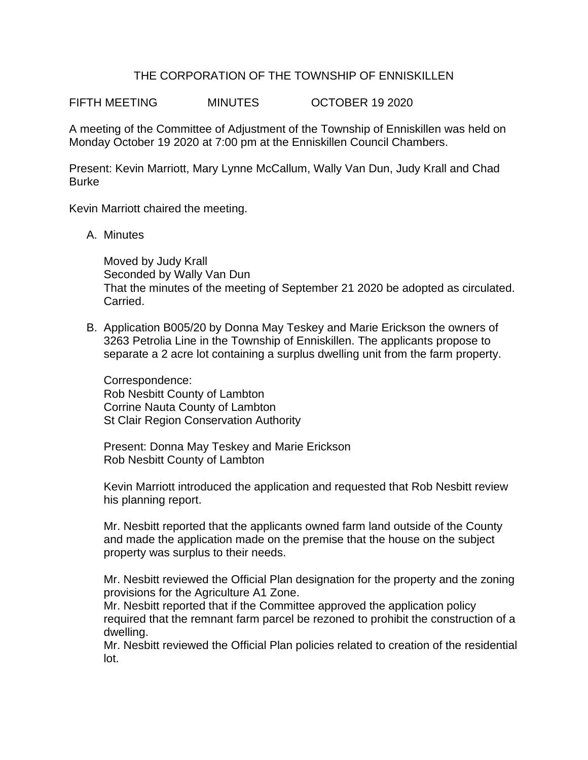# THE CORPORATION OF THE TOWNSHIP OF ENNISKILLEN

FIFTH MEETING MINUTES OCTOBER 19 2020

A meeting of the Committee of Adjustment of the Township of Enniskillen was held on Monday October 19 2020 at 7:00 pm at the Enniskillen Council Chambers.

Present: Kevin Marriott, Mary Lynne McCallum, Wally Van Dun, Judy Krall and Chad Burke

Kevin Marriott chaired the meeting.

A. Minutes

   Moved by Judy Krall
   Seconded by Wally Van Dun
   That the minutes of the meeting of September 21 2020 be adopted as circulated.
   Carried.

B. Application B005/20 by Donna May Teskey and Marie Erickson the owners of 3263 Petrolia Line in the Township of Enniskillen. The applicants propose to separate a 2 acre lot containing a surplus dwelling unit from the farm property.

   Correspondence:
   Rob Nesbitt County of Lambton
   Corrine Nauta County of Lambton
   St Clair Region Conservation Authority

   Present: Donna May Teskey and Marie Erickson
   Rob Nesbitt County of Lambton

   Kevin Marriott introduced the application and requested that Rob Nesbitt review his planning report.

   Mr. Nesbitt reported that the applicants owned farm land outside of the County and made the application made on the premise that the house on the subject property was surplus to their needs.

   Mr. Nesbitt reviewed the Official Plan designation for the property and the zoning provisions for the Agriculture A1 Zone.
   Mr. Nesbitt reported that if the Committee approved the application policy required that the remnant farm parcel be rezoned to prohibit the construction of a dwelling.
   Mr. Nesbitt reviewed the Official Plan policies related to creation of the residential lot.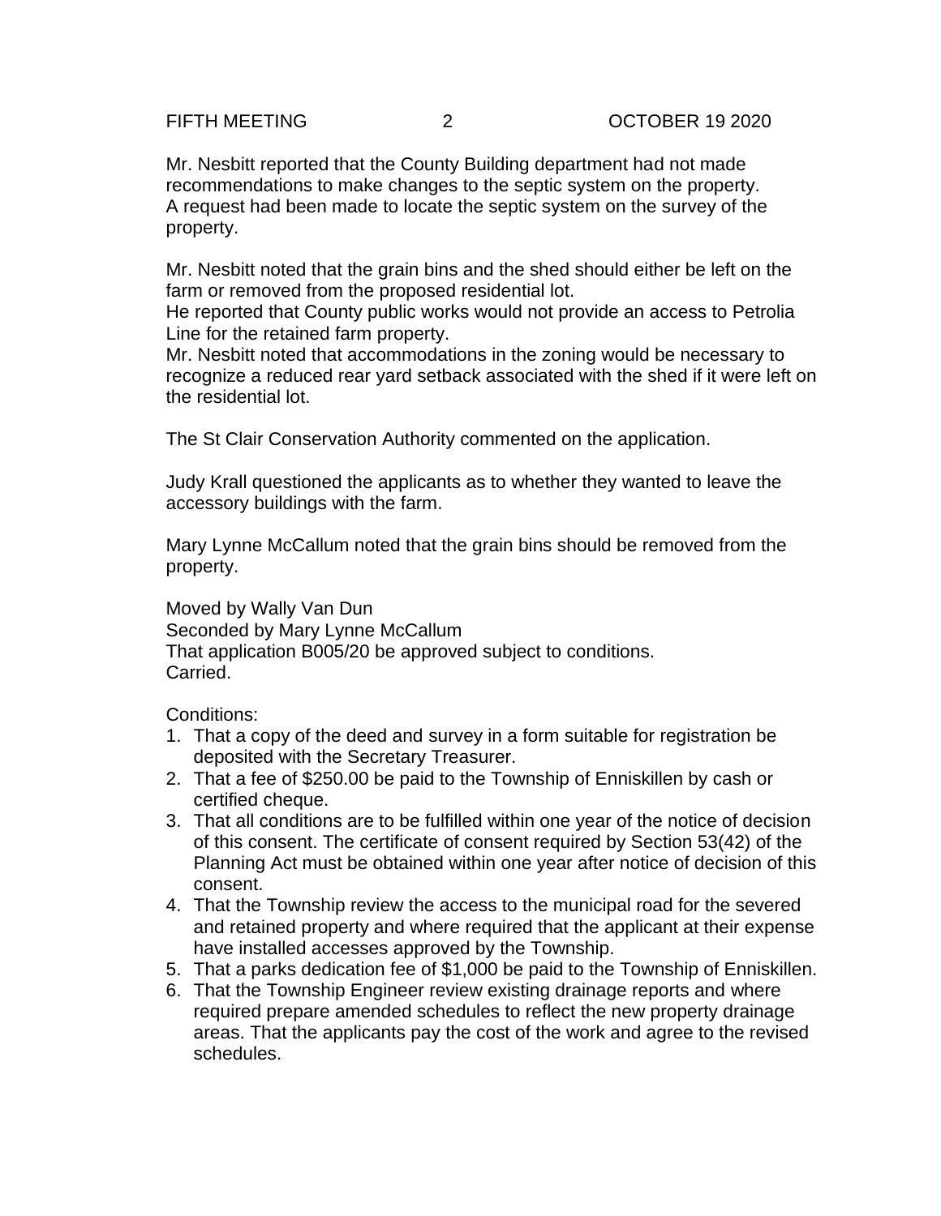Mr. Nesbitt reported that the County Building department had not made recommendations to make changes to the septic system on the property. A request had been made to locate the septic system on the survey of the property.

Mr. Nesbitt noted that the grain bins and the shed should either be left on the farm or removed from the proposed residential lot.
He reported that County public works would not provide an access to Petrolia Line for the retained farm property.
Mr. Nesbitt noted that accommodations in the zoning would be necessary to recognize a reduced rear yard setback associated with the shed if it were left on the residential lot.

The St Clair Conservation Authority commented on the application.

Judy Krall questioned the applicants as to whether they wanted to leave the accessory buildings with the farm.

Mary Lynne McCallum noted that the grain bins should be removed from the property.

Moved by Wally Van Dun
Seconded by Mary Lynne McCallum
That application B005/20 be approved subject to conditions.
Carried.

Conditions:

1. That a copy of the deed and survey in a form suitable for registration be deposited with the Secretary Treasurer.
2. That a fee of $250.00 be paid to the Township of Enniskillen by cash or certified cheque.
3. That all conditions are to be fulfilled within one year of the notice of decision of this consent. The certificate of consent required by Section 53(42) of the Planning Act must be obtained within one year after notice of decision of this consent.
4. That the Township review the access to the municipal road for the severed and retained property and where required that the applicant at their expense have installed accesses approved by the Township.
5. That a parks dedication fee of $1,000 be paid to the Township of Enniskillen.
6. That the Township Engineer review existing drainage reports and where required prepare amended schedules to reflect the new property drainage areas. That the applicants pay the cost of the work and agree to the revised schedules.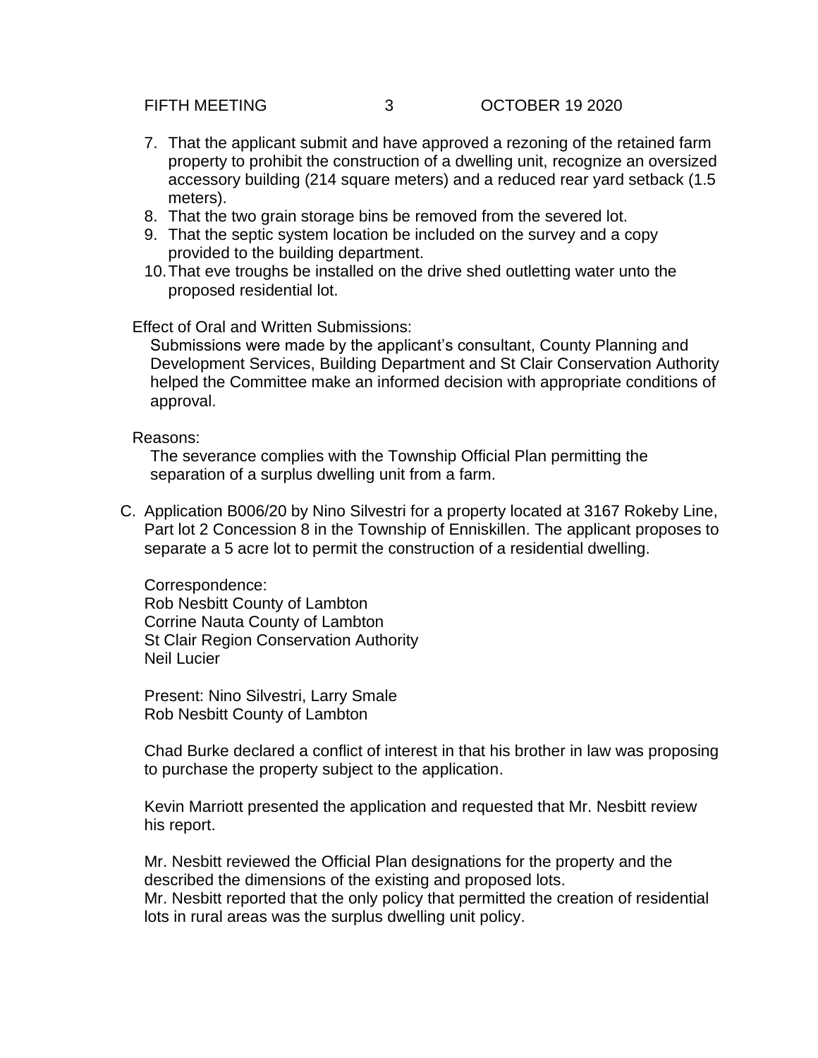7. That the applicant submit and have approved a rezoning of the retained farm property to prohibit the construction of a dwelling unit, recognize an oversized accessory building (214 square meters) and a reduced rear yard setback (1.5 meters).
8. That the two grain storage bins be removed from the severed lot.
9. That the septic system location be included on the survey and a copy provided to the building department.
10. That eve troughs be installed on the drive shed outletting water unto the proposed residential lot.

Effect of Oral and Written Submissions:

Submissions were made by the applicant's consultant, County Planning and Development Services, Building Department and St Clair Conservation Authority helped the Committee make an informed decision with appropriate conditions of approval.

Reasons:

The severance complies with the Township Official Plan permitting the separation of a surplus dwelling unit from a farm.

C. Application B006/20 by Nino Silvestri for a property located at 3167 Rokeby Line, Part lot 2 Concession 8 in the Township of Enniskillen. The applicant proposes to separate a 5 acre lot to permit the construction of a residential dwelling.

   Correspondence:
   Rob Nesbitt County of Lambton
   Corrine Nauta County of Lambton
   St Clair Region Conservation Authority
   Neil Lucier

   Present: Nino Silvestri, Larry Smale
   Rob Nesbitt County of Lambton

   Chad Burke declared a conflict of interest in that his brother in law was proposing to purchase the property subject to the application.

   Kevin Marriott presented the application and requested that Mr. Nesbitt review his report.

   Mr. Nesbitt reviewed the Official Plan designations for the property and the described the dimensions of the existing and proposed lots.
   Mr. Nesbitt reported that the only policy that permitted the creation of residential lots in rural areas was the surplus dwelling unit policy.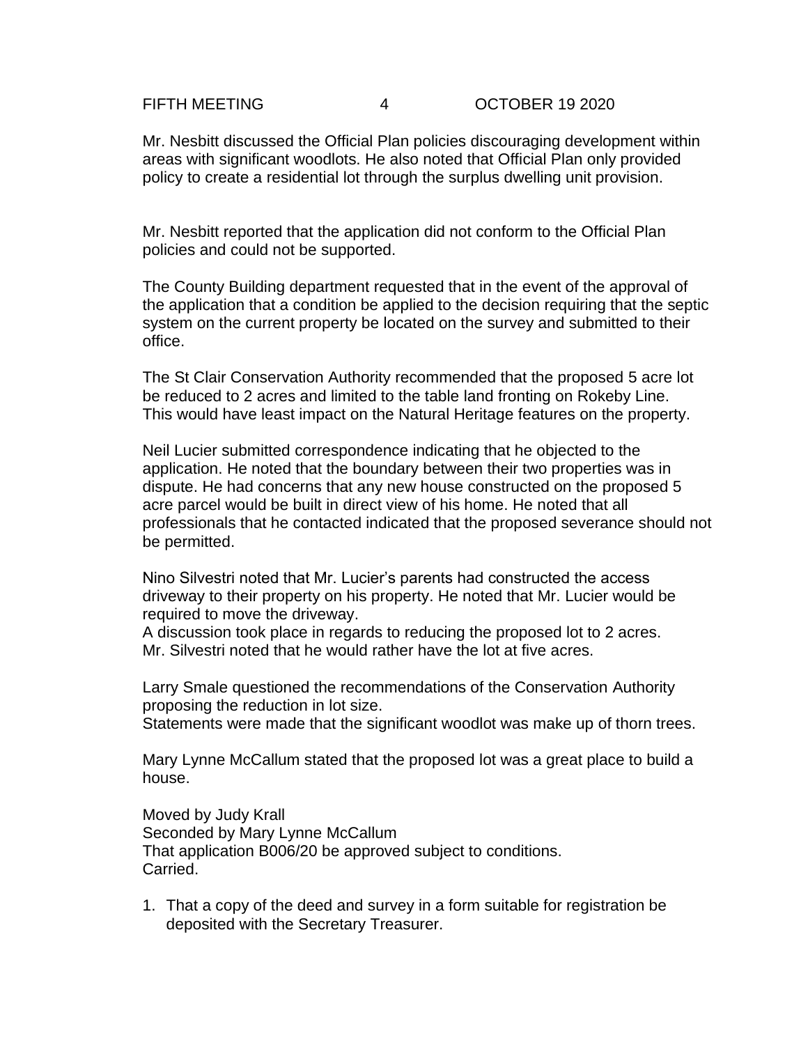Mr. Nesbitt discussed the Official Plan policies discouraging development within areas with significant woodlots. He also noted that Official Plan only provided policy to create a residential lot through the surplus dwelling unit provision.

Mr. Nesbitt reported that the application did not conform to the Official Plan policies and could not be supported.

The County Building department requested that in the event of the approval of the application that a condition be applied to the decision requiring that the septic system on the current property be located on the survey and submitted to their office.

The St Clair Conservation Authority recommended that the proposed 5 acre lot be reduced to 2 acres and limited to the table land fronting on Rokeby Line. This would have least impact on the Natural Heritage features on the property.

Neil Lucier submitted correspondence indicating that he objected to the application. He noted that the boundary between their two properties was in dispute. He had concerns that any new house constructed on the proposed 5 acre parcel would be built in direct view of his home. He noted that all professionals that he contacted indicated that the proposed severance should not be permitted.

Nino Silvestri noted that Mr. Lucier's parents had constructed the access driveway to their property on his property. He noted that Mr. Lucier would be required to move the driveway.
A discussion took place in regards to reducing the proposed lot to 2 acres. Mr. Silvestri noted that he would rather have the lot at five acres.

Larry Smale questioned the recommendations of the Conservation Authority proposing the reduction in lot size.
Statements were made that the significant woodlot was make up of thorn trees.

Mary Lynne McCallum stated that the proposed lot was a great place to build a house.

Moved by Judy Krall
Seconded by Mary Lynne McCallum
That application B006/20 be approved subject to conditions.
Carried.

1. That a copy of the deed and survey in a form suitable for registration be deposited with the Secretary Treasurer.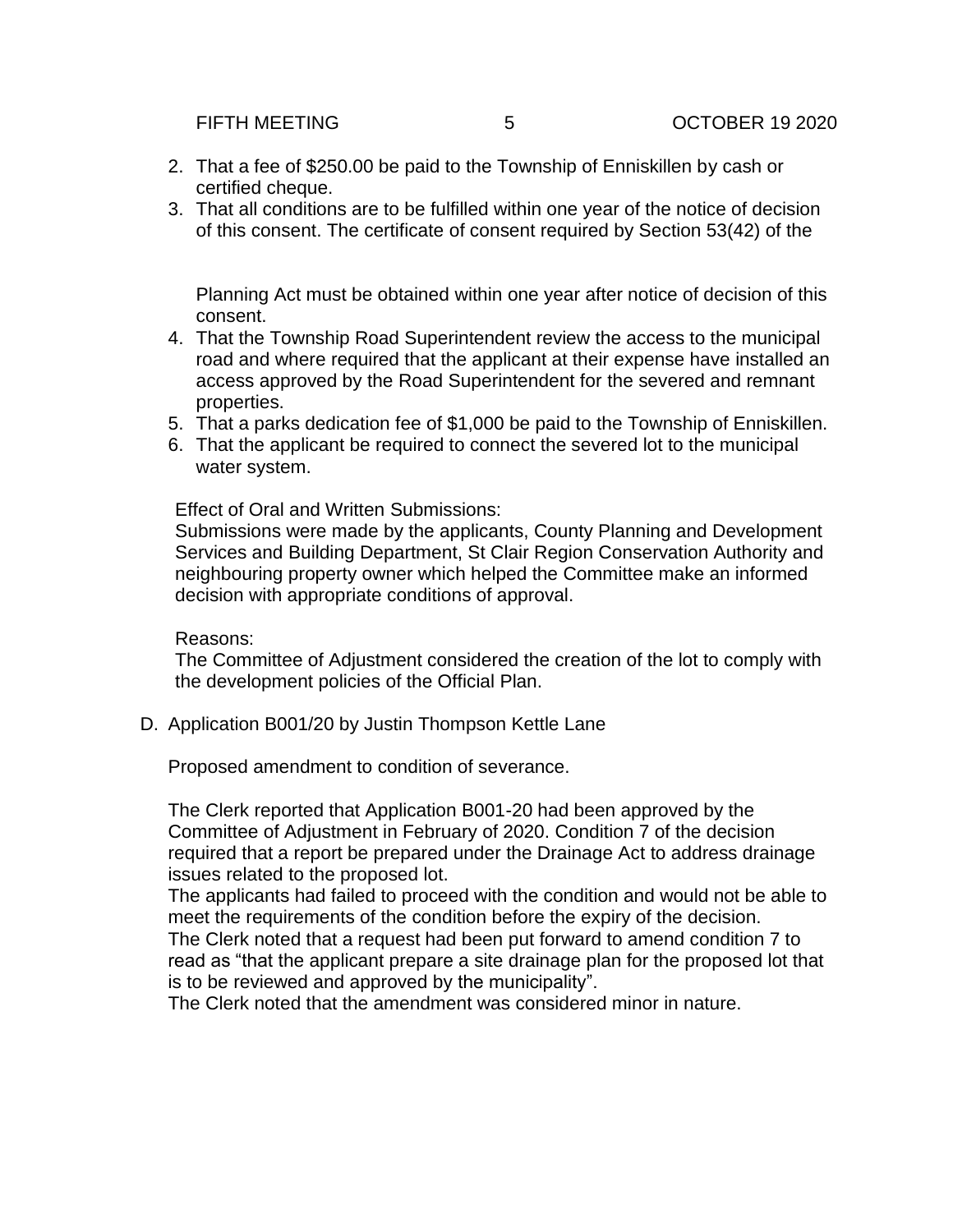2. That a fee of $250.00 be paid to the Township of Enniskillen by cash or certified cheque.
3. That all conditions are to be fulfilled within one year of the notice of decision of this consent. The certificate of consent required by Section 53(42) of the Planning Act must be obtained within one year after notice of decision of this consent.
4. That the Township Road Superintendent review the access to the municipal road and where required that the applicant at their expense have installed an access approved by the Road Superintendent for the severed and remnant properties.
5. That a parks dedication fee of $1,000 be paid to the Township of Enniskillen.
6. That the applicant be required to connect the severed lot to the municipal water system.

Effect of Oral and Written Submissions:
Submissions were made by the applicants, County Planning and Development Services and Building Department, St Clair Region Conservation Authority and neighbouring property owner which helped the Committee make an informed decision with appropriate conditions of approval.

Reasons:
The Committee of Adjustment considered the creation of the lot to comply with the development policies of the Official Plan.

D. Application B001/20 by Justin Thompson Kettle Lane

Proposed amendment to condition of severance.

The Clerk reported that Application B001-20 had been approved by the Committee of Adjustment in February of 2020. Condition 7 of the decision required that a report be prepared under the Drainage Act to address drainage issues related to the proposed lot.
The applicants had failed to proceed with the condition and would not be able to meet the requirements of the condition before the expiry of the decision.
The Clerk noted that a request had been put forward to amend condition 7 to read as "that the applicant prepare a site drainage plan for the proposed lot that is to be reviewed and approved by the municipality".
The Clerk noted that the amendment was considered minor in nature.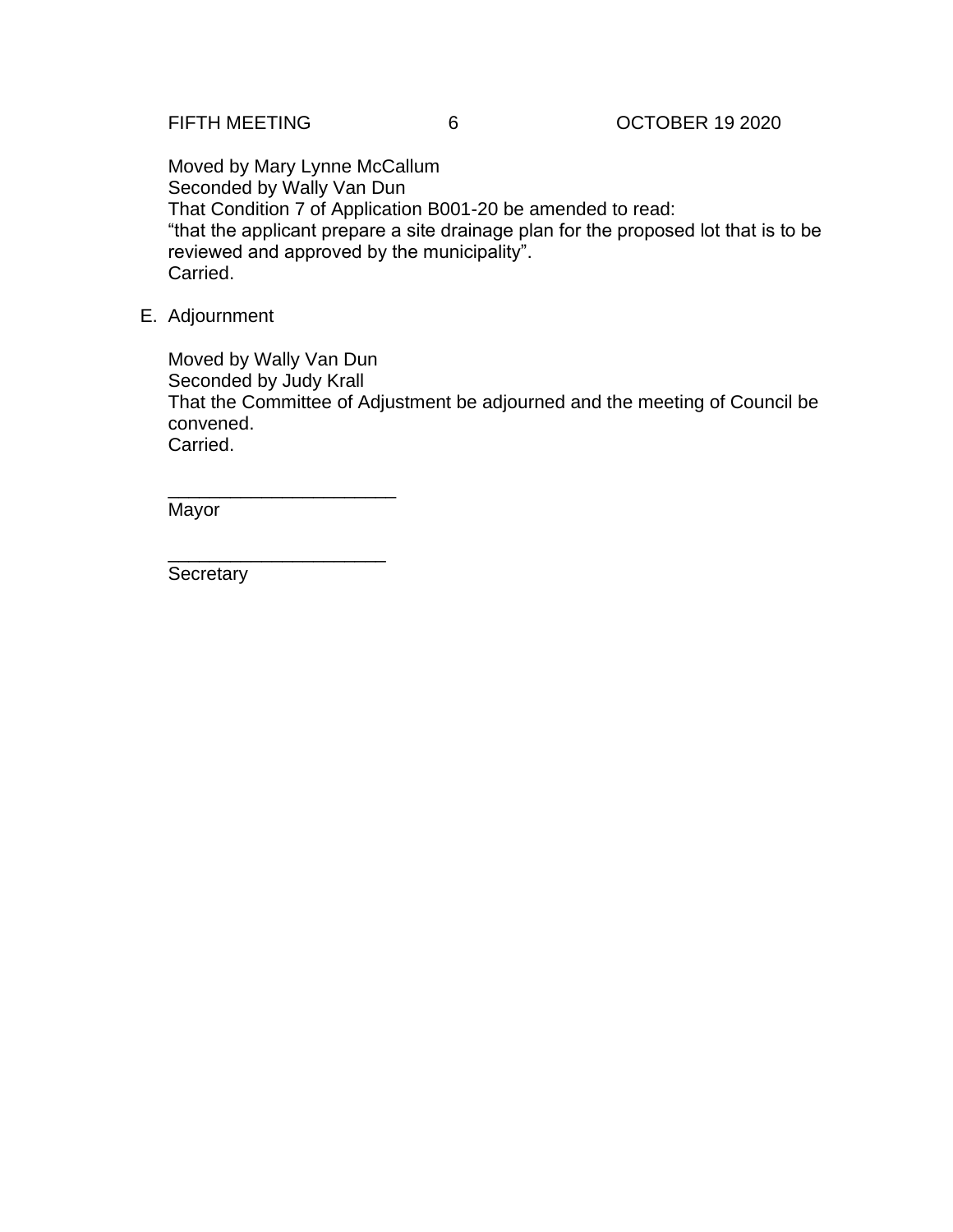Moved by Mary Lynne McCallum
Seconded by Wally Van Dun
That Condition 7 of Application B001-20 be amended to read:
"that the applicant prepare a site drainage plan for the proposed lot that is to be reviewed and approved by the municipality".
Carried.

E. Adjournment

Moved by Wally Van Dun
Seconded by Judy Krall
That the Committee of Adjustment be adjourned and the meeting of Council be convened.
Carried.

______________________
Mayor

_____________________
Secretary